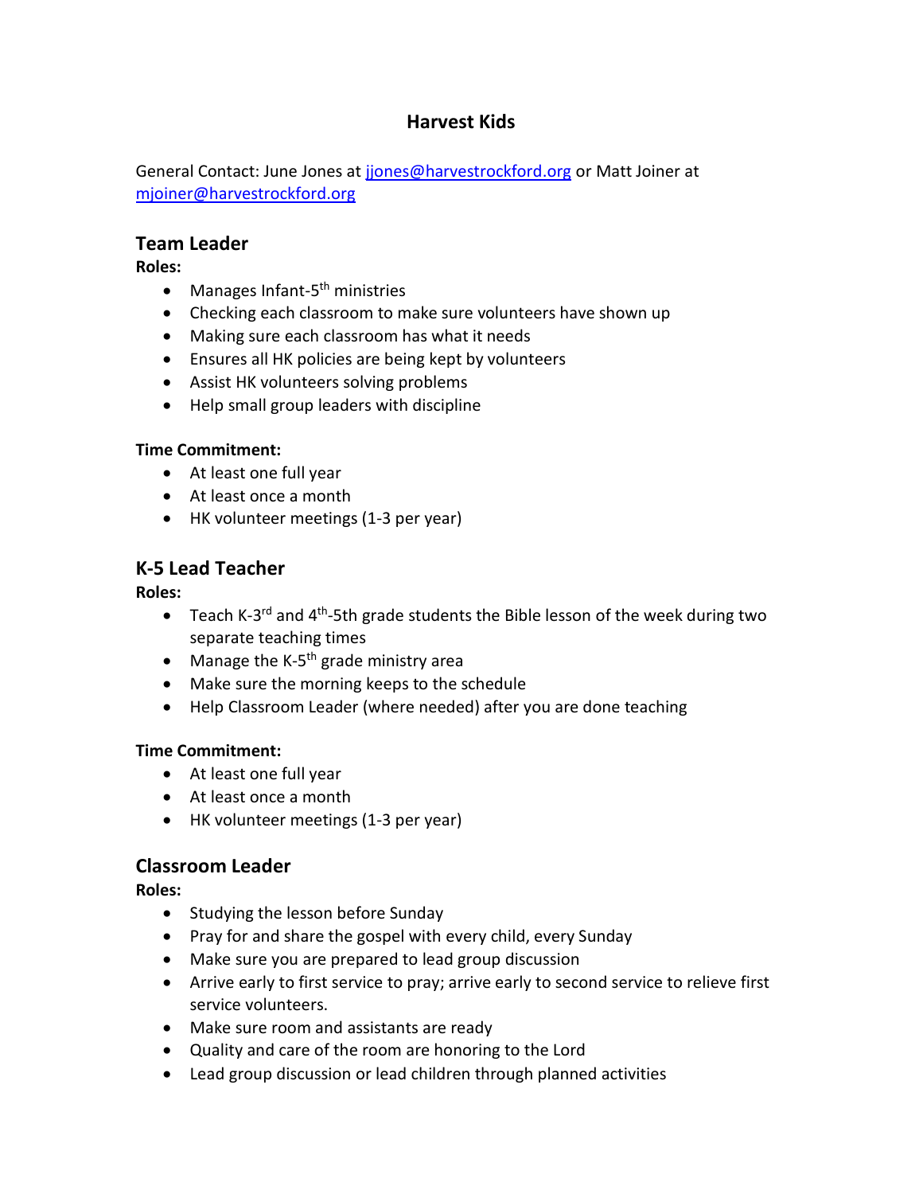# Harvest Kids

General Contact: June Jones at [jjones@harvestrockford.org](mailto:jjones@harvestrockford.org) or Matt Joiner at [mjoiner@harvestrockford.org](mailto:mjoiner@harvestrockford.org)

## Team Leader

**Roles:**

- Manages Infant-5th ministries
- Checking each classroom to make sure volunteers have shown up
- Making sure each classroom has what it needs
- Ensures all HK policies are being kept by volunteers
- Assist HK volunteers solving problems
- Help small group leaders with discipline

**Time Commitment:**

- At least one full year
- At least once a month
- HK volunteer meetings (1-3 per year)

## K-5 Lead Teacher

**Roles:**

- Teach K-3rd and 4th-5th grade students the Bible lesson of the week during two separate teaching times
- Manage the K-5th grade ministry area
- Make sure the morning keeps to the schedule
- Help Classroom Leader (where needed) after you are done teaching

**Time Commitment:**

- At least one full year
- At least once a month
- HK volunteer meetings (1-3 per year)

## Classroom Leader

**Roles:**

- Studying the lesson before Sunday
- Pray for and share the gospel with every child, every Sunday
- Make sure you are prepared to lead group discussion
- Arrive early to first service to pray; arrive early to second service to relieve first service volunteers.
- Make sure room and assistants are ready
- Quality and care of the room are honoring to the Lord
- Lead group discussion or lead children through planned activities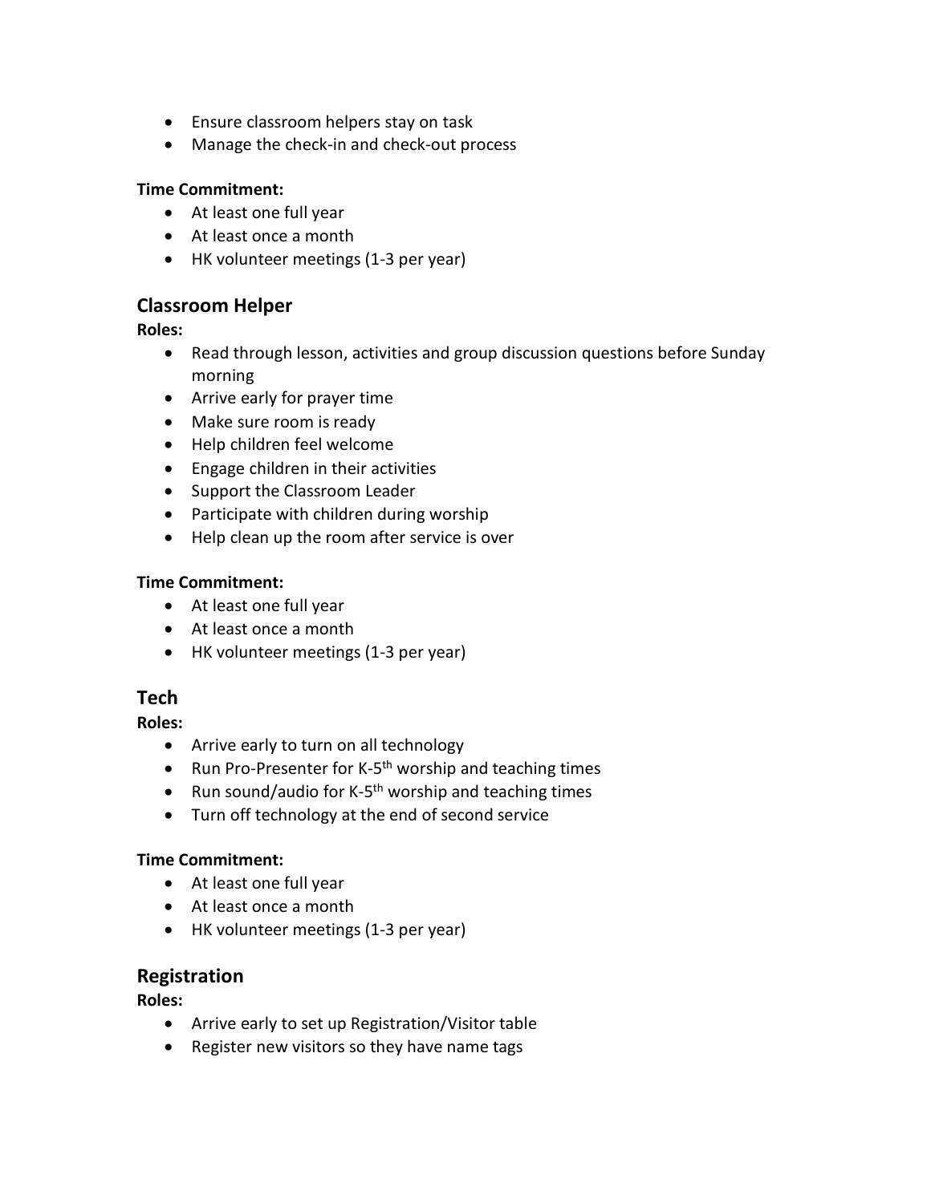- Ensure classroom helpers stay on task
- Manage the check-in and check-out process

**Time Commitment:**

- At least one full year
- At least once a month
- HK volunteer meetings (1-3 per year)

## Classroom Helper

**Roles:**

- Read through lesson, activities and group discussion questions before Sunday morning
- Arrive early for prayer time
- Make sure room is ready
- Help children feel welcome
- Engage children in their activities
- Support the Classroom Leader
- Participate with children during worship
- Help clean up the room after service is over

**Time Commitment:**

- At least one full year
- At least once a month
- HK volunteer meetings (1-3 per year)

## Tech

**Roles:**

- Arrive early to turn on all technology
- Run Pro-Presenter for K-5th worship and teaching times
- Run sound/audio for K-5th worship and teaching times
- Turn off technology at the end of second service

**Time Commitment:**

- At least one full year
- At least once a month
- HK volunteer meetings (1-3 per year)

## Registration

**Roles:**

- Arrive early to set up Registration/Visitor table
- Register new visitors so they have name tags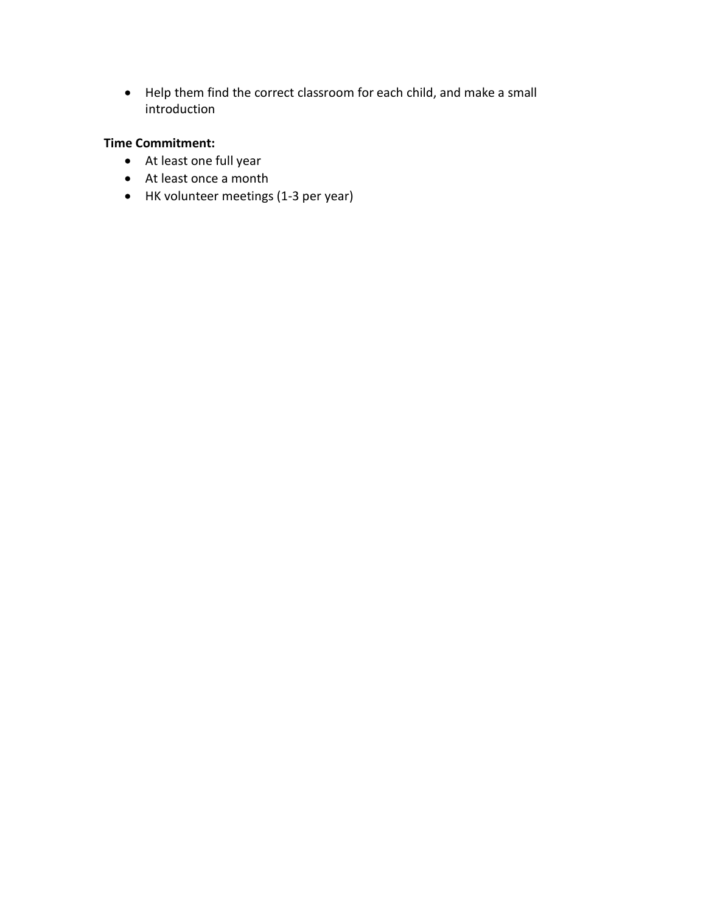- Help them find the correct classroom for each child, and make a small introduction

**Time Commitment:**

- At least one full year
- At least once a month
- HK volunteer meetings (1-3 per year)